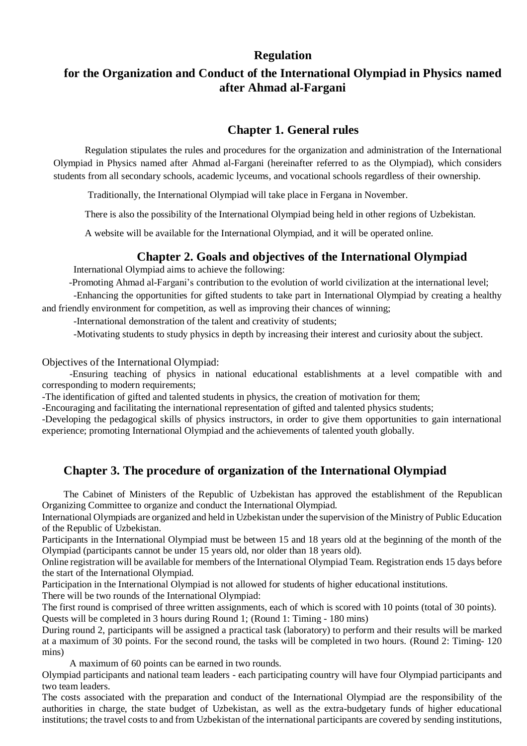# Regulation

# for the Organization and Conduct of the International Olympiad in Physics named after Ahmad al-Fargani

## Chapter 1. General rules

Regulation stipulates the rules and procedures for the organization and administration of the International Olympiad in Physics named after Ahmad al-Fargani (hereinafter referred to as the Olympiad), which considers students from all secondary schools, academic lyceums, and vocational schools regardless of their ownership.

Traditionally, the International Olympiad will take place in Fergana in November.

There is also the possibility of the International Olympiad being held in other regions of Uzbekistan.

A website will be available for the International Olympiad, and it will be operated online.

## Chapter 2. Goals and objectives of the International Olympiad

International Olympiad aims to achieve the following:

-Promoting Ahmad al-Fargani's contribution to the evolution of world civilization at the international level;

-Enhancing the opportunities for gifted students to take part in International Olympiad by creating a healthy and friendly environment for competition, as well as improving their chances of winning;

-International demonstration of the talent and creativity of students;

-Motivating students to study physics in depth by increasing their interest and curiosity about the subject.

Objectives of the International Olympiad:

-Ensuring teaching of physics in national educational establishments at a level compatible with and corresponding to modern requirements;

-The identification of gifted and talented students in physics, the creation of motivation for them;

-Encouraging and facilitating the international representation of gifted and talented physics students;

-Developing the pedagogical skills of physics instructors, in order to give them opportunities to gain international experience; promoting International Olympiad and the achievements of talented youth globally.

## Chapter 3. The procedure of organization of the International Olympiad

The Cabinet of Ministers of the Republic of Uzbekistan has approved the establishment of the Republican Organizing Committee to organize and conduct the International Olympiad.

International Olympiads are organized and held in Uzbekistan under the supervision of the Ministry of Public Education of the Republic of Uzbekistan.

Participants in the International Olympiad must be between 15 and 18 years old at the beginning of the month of the Olympiad (participants cannot be under 15 years old, nor older than 18 years old).

Online registration will be available for members of the International Olympiad Team. Registration ends 15 days before the start of the International Olympiad.

Participation in the International Olympiad is not allowed for students of higher educational institutions.

There will be two rounds of the International Olympiad:

The first round is comprised of three written assignments, each of which is scored with 10 points (total of 30 points).

Quests will be completed in 3 hours during Round 1; (Round 1: Timing - 180 mins)

During round 2, participants will be assigned a practical task (laboratory) to perform and their results will be marked at a maximum of 30 points. For the second round, the tasks will be completed in two hours. (Round 2: Timing- 120 mins)

A maximum of 60 points can be earned in two rounds.

Olympiad participants and national team leaders - each participating country will have four Olympiad participants and two team leaders.

The costs associated with the preparation and conduct of the International Olympiad are the responsibility of the authorities in charge, the state budget of Uzbekistan, as well as the extra-budgetary funds of higher educational institutions; the travel costs to and from Uzbekistan of the international participants are covered by sending institutions,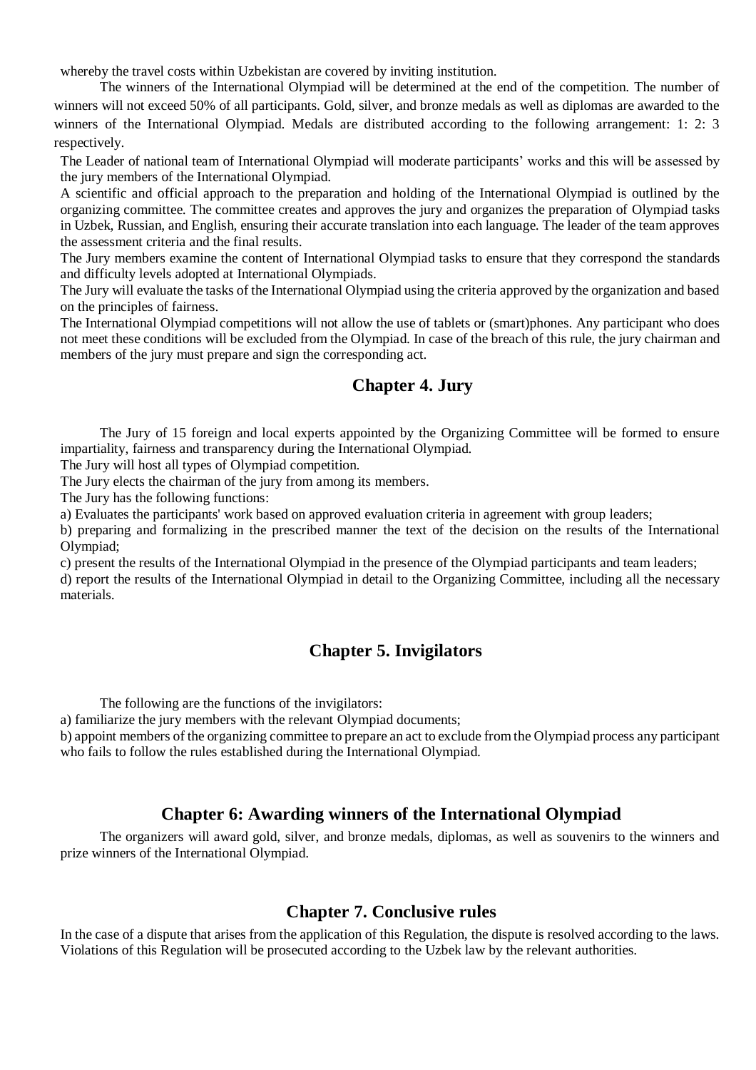whereby the travel costs within Uzbekistan are covered by inviting institution.

The winners of the International Olympiad will be determined at the end of the competition. The number of winners will not exceed 50% of all participants. Gold, silver, and bronze medals as well as diplomas are awarded to the winners of the International Olympiad. Medals are distributed according to the following arrangement: 1: 2: 3 respectively.

The Leader of national team of International Olympiad will moderate participants' works and this will be assessed by the jury members of the International Olympiad.

A scientific and official approach to the preparation and holding of the International Olympiad is outlined by the organizing committee. The committee creates and approves the jury and organizes the preparation of Olympiad tasks in Uzbek, Russian, and English, ensuring their accurate translation into each language. The leader of the team approves the assessment criteria and the final results.

The Jury members examine the content of International Olympiad tasks to ensure that they correspond the standards and difficulty levels adopted at International Olympiads.

The Jury will evaluate the tasks of the International Olympiad using the criteria approved by the organization and based on the principles of fairness.

The International Olympiad competitions will not allow the use of tablets or (smart)phones. Any participant who does not meet these conditions will be excluded from the Olympiad. In case of the breach of this rule, the jury chairman and members of the jury must prepare and sign the corresponding act.

## Chapter 4. Jury

The Jury of 15 foreign and local experts appointed by the Organizing Committee will be formed to ensure impartiality, fairness and transparency during the International Olympiad.

The Jury will host all types of Olympiad competition.

The Jury elects the chairman of the jury from among its members.

The Jury has the following functions:

a) Evaluates the participants' work based on approved evaluation criteria in agreement with group leaders;

b) preparing and formalizing in the prescribed manner the text of the decision on the results of the International Olympiad;

c) present the results of the International Olympiad in the presence of the Olympiad participants and team leaders;

d) report the results of the International Olympiad in detail to the Organizing Committee, including all the necessary materials.

## Chapter 5. Invigilators

The following are the functions of the invigilators:

a) familiarize the jury members with the relevant Olympiad documents;

b) appoint members of the organizing committee to prepare an act to exclude from the Olympiad process any participant who fails to follow the rules established during the International Olympiad.

## Chapter 6: Awarding winners of the International Olympiad

The organizers will award gold, silver, and bronze medals, diplomas, as well as souvenirs to the winners and prize winners of the International Olympiad.

## Chapter 7. Conclusive rules

In the case of a dispute that arises from the application of this Regulation, the dispute is resolved according to the laws. Violations of this Regulation will be prosecuted according to the Uzbek law by the relevant authorities.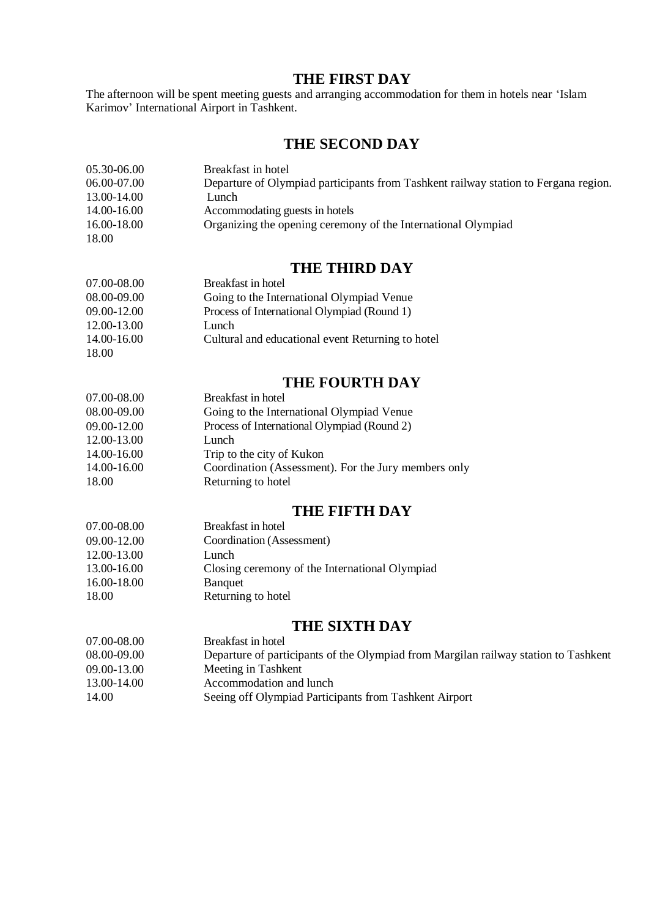## THE FIRST DAY

The afternoon will be spent meeting guests and arranging accommodation for them in hotels near 'Islam Karimov' International Airport in Tashkent.

## THE SECOND DAY

| | |
|---|---|
| 05.30-06.00 | Breakfast in hotel |
| 06.00-07.00 | Departure of Olympiad participants from Tashkent railway station to Fergana region. |
| 13.00-14.00 | Lunch |
| 14.00-16.00 | Accommodating guests in hotels |
| 16.00-18.00 | Organizing the opening ceremony of the International Olympiad |
| 18.00 | |

## THE THIRD DAY

| | |
|---|---|
| 07.00-08.00 | Breakfast in hotel |
| 08.00-09.00 | Going to the International Olympiad Venue |
| 09.00-12.00 | Process of International Olympiad (Round 1) |
| 12.00-13.00 | Lunch |
| 14.00-16.00 | Cultural and educational event Returning to hotel |
| 18.00 | |

## THE FOURTH DAY

| | |
|---|---|
| 07.00-08.00 | Breakfast in hotel |
| 08.00-09.00 | Going to the International Olympiad Venue |
| 09.00-12.00 | Process of International Olympiad (Round 2) |
| 12.00-13.00 | Lunch |
| 14.00-16.00 | Trip to the city of Kukon |
| 14.00-16.00 | Coordination (Assessment). For the Jury members only |
| 18.00 | Returning to hotel |

## THE FIFTH DAY

| | |
|---|---|
| 07.00-08.00 | Breakfast in hotel |
| 09.00-12.00 | Coordination (Assessment) |
| 12.00-13.00 | Lunch |
| 13.00-16.00 | Closing ceremony of the International Olympiad |
| 16.00-18.00 | Banquet |
| 18.00 | Returning to hotel |

## THE SIXTH DAY

| | |
|---|---|
| 07.00-08.00 | Breakfast in hotel |
| 08.00-09.00 | Departure of participants of the Olympiad from Margilan railway station to Tashkent |
| 09.00-13.00 | Meeting in Tashkent |
| 13.00-14.00 | Accommodation and lunch |
| 14.00 | Seeing off Olympiad Participants from Tashkent Airport |